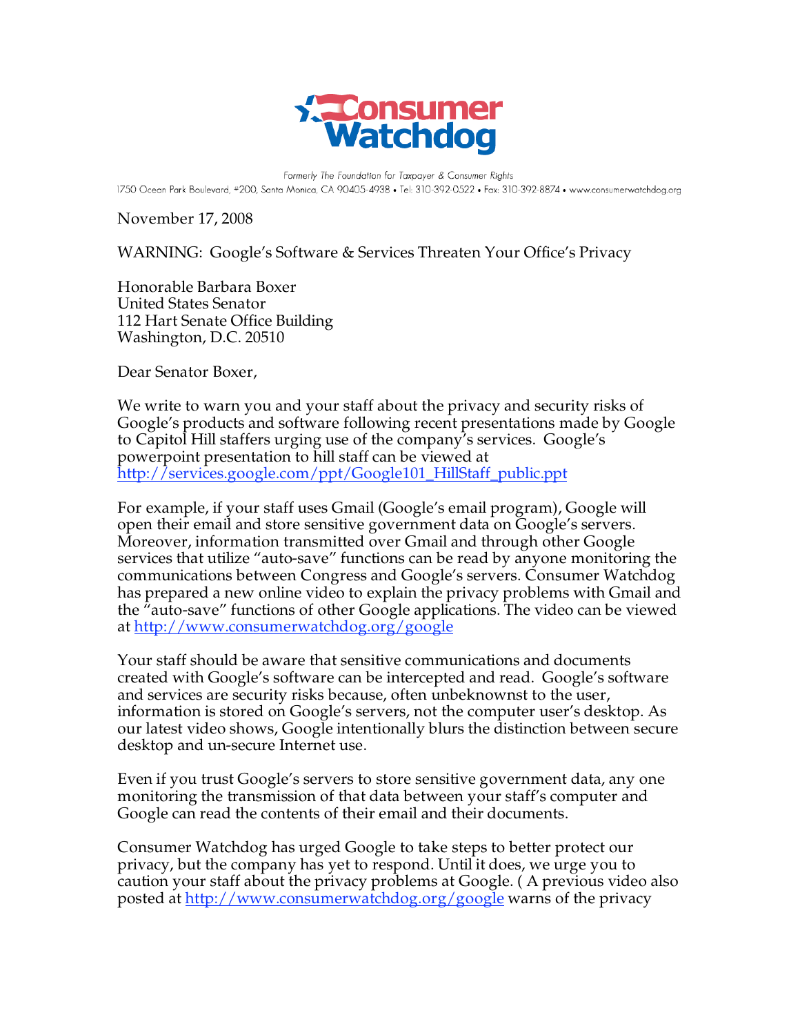**Consumer Watchdog**

Formerly The Foundation for Taxpayer & Consumer Rights

1750 Ocean Park Boulevard, #200, Santa Monica, CA 90405-4938 • Tel: 310-392-0522 • Fax: 310-392-8874 • www.consumerwatchdog.org

November 17, 2008

WARNING: Google's Software & Services Threaten Your Office's Privacy

Honorable Barbara Boxer
United States Senator
112 Hart Senate Office Building
Washington, D.C. 20510

Dear Senator Boxer,

We write to warn you and your staff about the privacy and security risks of Google's products and software following recent presentations made by Google to Capitol Hill staffers urging use of the company's services. Google's powerpoint presentation to hill staff can be viewed at http://services.google.com/ppt/Google101_HillStaff_public.ppt

For example, if your staff uses Gmail (Google's email program), Google will open their email and store sensitive government data on Google's servers. Moreover, information transmitted over Gmail and through other Google services that utilize "auto-save" functions can be read by anyone monitoring the communications between Congress and Google's servers. Consumer Watchdog has prepared a new online video to explain the privacy problems with Gmail and the "auto-save" functions of other Google applications. The video can be viewed at http://www.consumerwatchdog.org/google

Your staff should be aware that sensitive communications and documents created with Google's software can be intercepted and read. Google's software and services are security risks because, often unbeknownst to the user, information is stored on Google's servers, not the computer user's desktop. As our latest video shows, Google intentionally blurs the distinction between secure desktop and un-secure Internet use.

Even if you trust Google's servers to store sensitive government data, any one monitoring the transmission of that data between your staff's computer and Google can read the contents of their email and their documents.

Consumer Watchdog has urged Google to take steps to better protect our privacy, but the company has yet to respond. Until it does, we urge you to caution your staff about the privacy problems at Google. ( A previous video also posted at http://www.consumerwatchdog.org/google warns of the privacy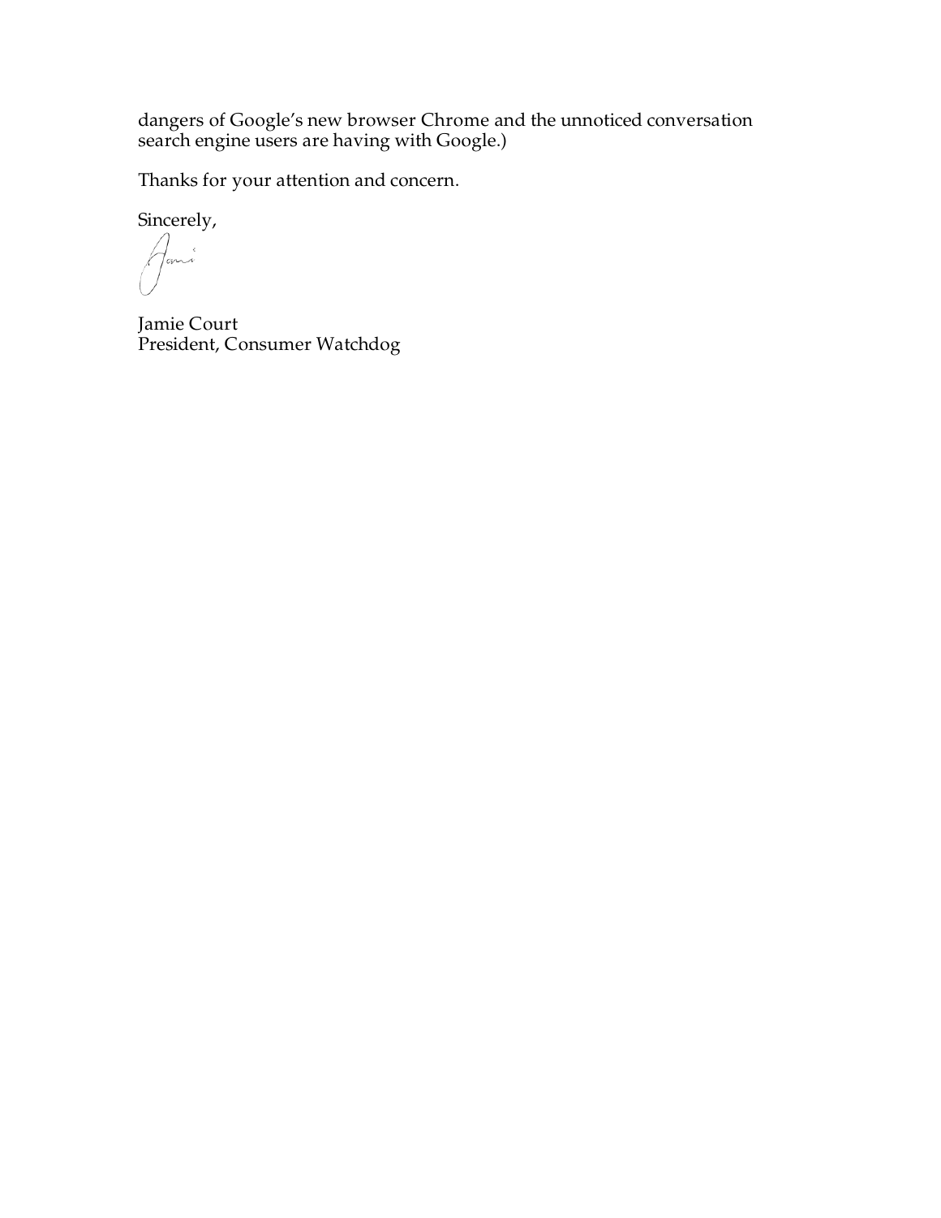dangers of Google's new browser Chrome and the unnoticed conversation search engine users are having with Google.)

Thanks for your attention and concern.

Sincerely,

Jamie Court
President, Consumer Watchdog